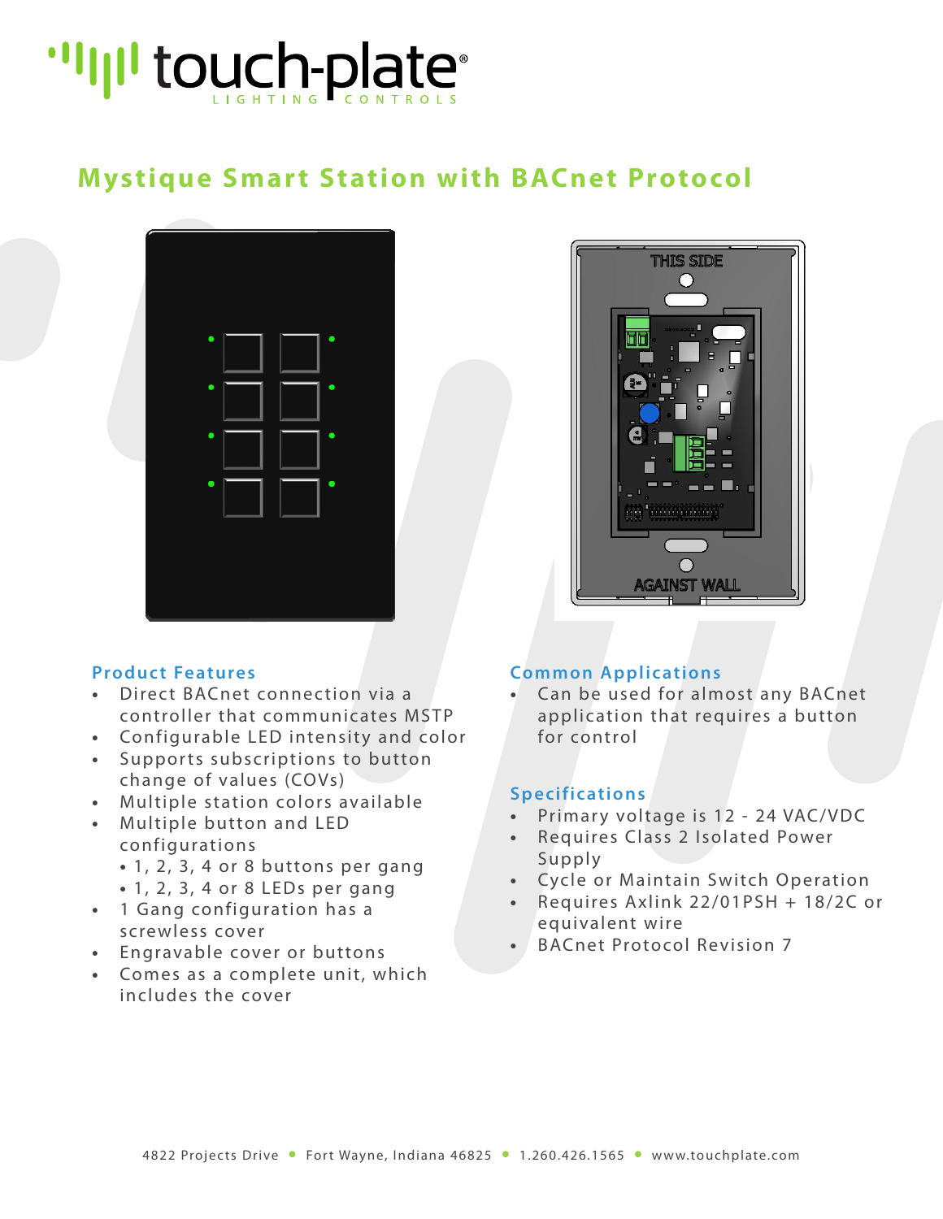# Mystique Smart Station with BACnet Protocol

## Product Features

- Direct BACnet connection via a controller that communicates MSTP
- Configurable LED intensity and color
- Supports subscriptions to button change of values (COVs)
- Multiple station colors available
- Multiple button and LED configurations
  - 1, 2, 3, 4 or 8 buttons per gang
  - 1, 2, 3, 4 or 8 LEDs per gang
- 1 Gang configuration has a screwless cover
- Engravable cover or buttons
- Comes as a complete unit, which includes the cover

## Common Applications

- Can be used for almost any BACnet application that requires a button for control

## Specifications

- Primary voltage is 12 - 24 VAC/VDC
- Requires Class 2 Isolated Power Supply
- Cycle or Maintain Switch Operation
- Requires Axlink 22/01PSH + 18/2C or equivalent wire
- BACnet Protocol Revision 7

4822 Projects Drive • Fort Wayne, Indiana 46825 • 1.260.426.1565 • www.touchplate.com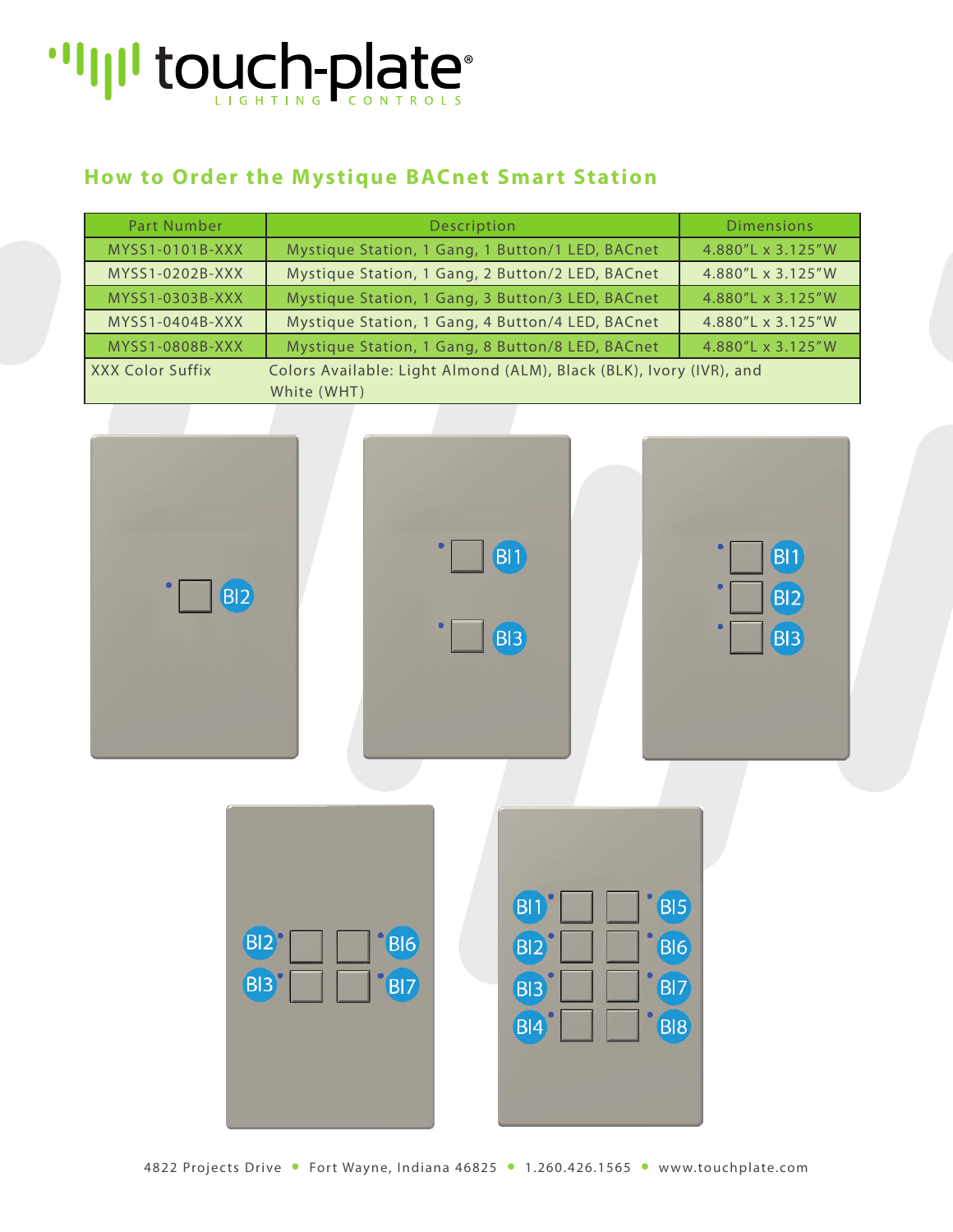## How to Order the Mystique BACnet Smart Station

| Part Number | Description | Dimensions |
|---|---|---|
| MYSS1-0101B-XXX | Mystique Station, 1 Gang, 1 Button/1 LED, BACnet | 4.880"L x 3.125"W |
| MYSS1-0202B-XXX | Mystique Station, 1 Gang, 2 Button/2 LED, BACnet | 4.880"L x 3.125"W |
| MYSS1-0303B-XXX | Mystique Station, 1 Gang, 3 Button/3 LED, BACnet | 4.880"L x 3.125"W |
| MYSS1-0404B-XXX | Mystique Station, 1 Gang, 4 Button/4 LED, BACnet | 4.880"L x 3.125"W |
| MYSS1-0808B-XXX | Mystique Station, 1 Gang, 8 Button/8 LED, BACnet | 4.880"L x 3.125"W |
| XXX Color Suffix | Colors Available: Light Almond (ALM), Black (BLK), Ivory (IVR), and White (WHT) | |

BI2

BI1
BI3

BI1
BI2
BI3

BI2 BI6
BI3 BI7

BI1 BI5
BI2 BI6
BI3 BI7
BI4 BI8

4822 Projects Drive • Fort Wayne, Indiana 46825 • 1.260.426.1565 • www.touchplate.com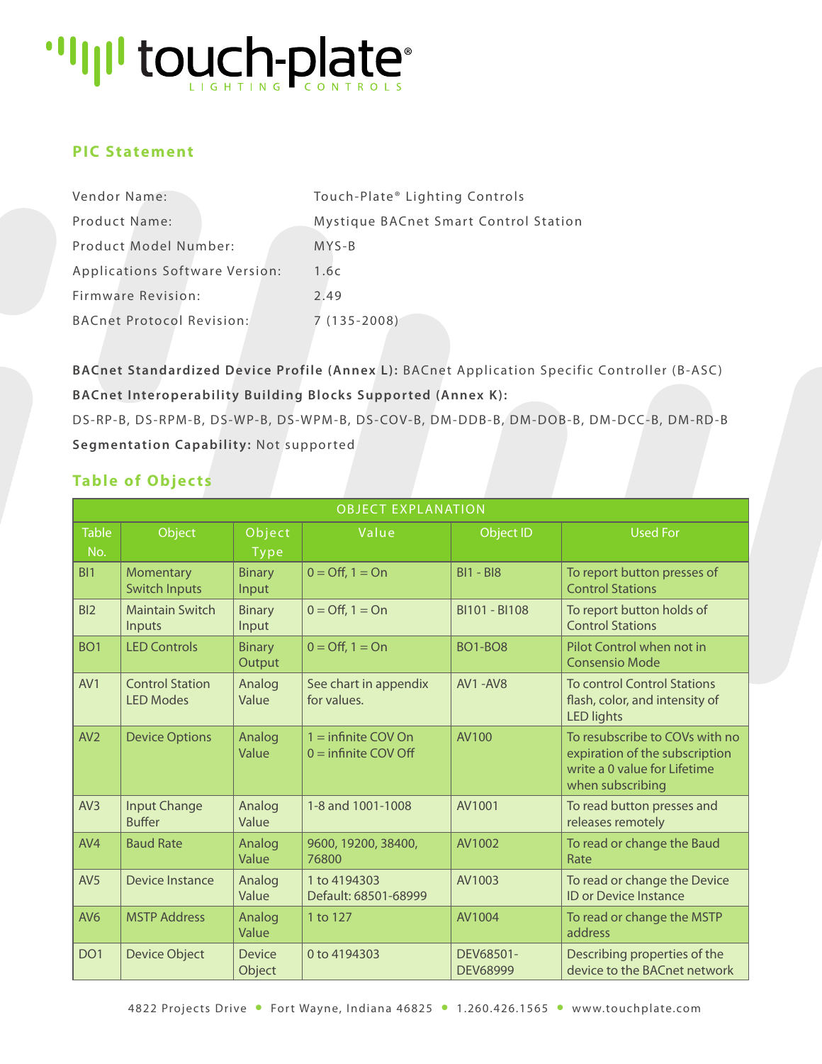# touch-plate® LIGHTING CONTROLS

## PIC Statement

| | |
|---|---|
| Vendor Name: | Touch-Plate® Lighting Controls |
| Product Name: | Mystique BACnet Smart Control Station |
| Product Model Number: | MYS-B |
| Applications Software Version: | 1.6c |
| Firmware Revision: | 2.49 |
| BACnet Protocol Revision: | 7 (135-2008) |

**BACnet Standardized Device Profile (Annex L):** BACnet Application Specific Controller (B-ASC)

**BACnet Interoperability Building Blocks Supported (Annex K):**

DS-RP-B, DS-RPM-B, DS-WP-B, DS-WPM-B, DS-COV-B, DM-DDB-B, DM-DOB-B, DM-DCC-B, DM-RD-B

**Segmentation Capability:** Not supported

## Table of Objects

| OBJECT EXPLANATION | | | | | |
|---|---|---|---|---|---|
| Table No. | Object | Object Type | Value | Object ID | Used For |
| BI1 | Momentary Switch Inputs | Binary Input | 0 = Off, 1 = On | BI1 - BI8 | To report button presses of Control Stations |
| BI2 | Maintain Switch Inputs | Binary Input | 0 = Off, 1 = On | BI101 - BI108 | To report button holds of Control Stations |
| BO1 | LED Controls | Binary Output | 0 = Off, 1 = On | BO1-BO8 | Pilot Control when not in Consensio Mode |
| AV1 | Control Station LED Modes | Analog Value | See chart in appendix for values. | AV1 -AV8 | To control Control Stations flash, color, and intensity of LED lights |
| AV2 | Device Options | Analog Value | 1 = infinite COV On<br>0 = infinite COV Off | AV100 | To resubscribe to COVs with no expiration of the subscription write a 0 value for Lifetime when subscribing |
| AV3 | Input Change Buffer | Analog Value | 1-8 and 1001-1008 | AV1001 | To read button presses and releases remotely |
| AV4 | Baud Rate | Analog Value | 9600, 19200, 38400, 76800 | AV1002 | To read or change the Baud Rate |
| AV5 | Device Instance | Analog Value | 1 to 4194303<br>Default: 68501-68999 | AV1003 | To read or change the Device ID or Device Instance |
| AV6 | MSTP Address | Analog Value | 1 to 127 | AV1004 | To read or change the MSTP address |
| DO1 | Device Object | Device Object | 0 to 4194303 | DEV68501-DEV68999 | Describing properties of the device to the BACnet network |

4822 Projects Drive • Fort Wayne, Indiana 46825 • 1.260.426.1565 • www.touchplate.com